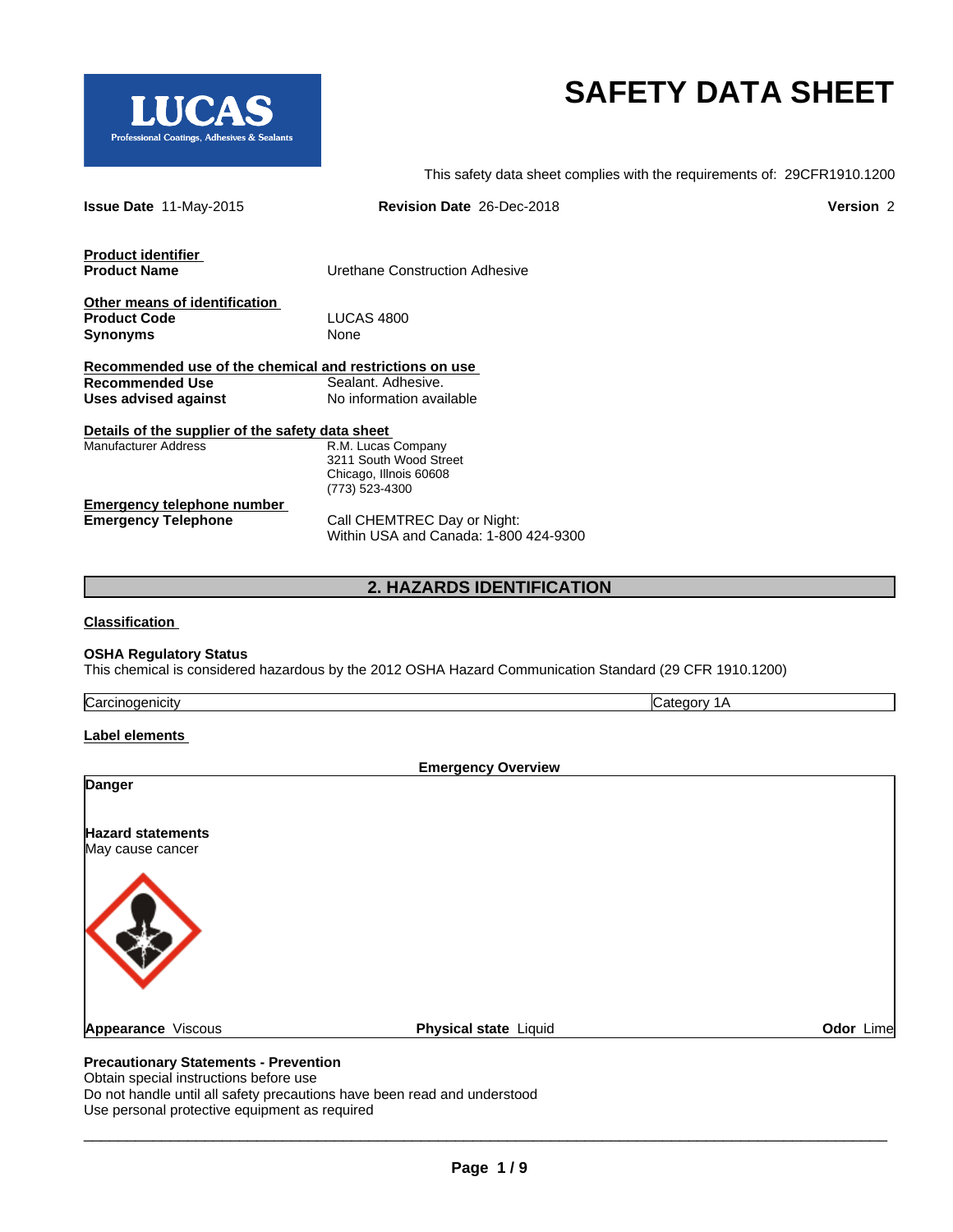# SAFETY DATA SHEET

LUCAS
Professional Coatings, Adhesives & Sealants

This safety data sheet complies with the requirements of: 29CFR1910.1200

**Issue Date** 11-May-2015 **Revision Date** 26-Dec-2018 **Version** 2

**Product identifier**

| | |
|---|---|
| **Product Name** | Urethane Construction Adhesive |

**Other means of identification**

| | |
|---|---|
| **Product Code** | LUCAS 4800 |
| **Synonyms** | None |

**Recommended use of the chemical and restrictions on use**

| | |
|---|---|
| **Recommended Use** | Sealant. Adhesive. |
| **Uses advised against** | No information available |

**Details of the supplier of the safety data sheet**

| | |
|---|---|
| Manufacturer Address | R.M. Lucas Company<br>3211 South Wood Street<br>Chicago, Illnois 60608<br>(773) 523-4300 |

**Emergency telephone number**

| | |
|---|---|
| **Emergency Telephone** | Call CHEMTREC Day or Night:<br>Within USA and Canada: 1-800 424-9300 |

## 2. HAZARDS IDENTIFICATION

**Classification**

**OSHA Regulatory Status**
This chemical is considered hazardous by the 2012 OSHA Hazard Communication Standard (29 CFR 1910.1200)

| | |
|---|---|
| Carcinogenicity | Category 1A |

**Label elements**

**Emergency Overview**

**Danger**

**Hazard statements**
May cause cancer

**Appearance** Viscous **Physical state** Liquid **Odor** Lime

**Precautionary Statements - Prevention**
Obtain special instructions before use
Do not handle until all safety precautions have been read and understood
Use personal protective equipment as required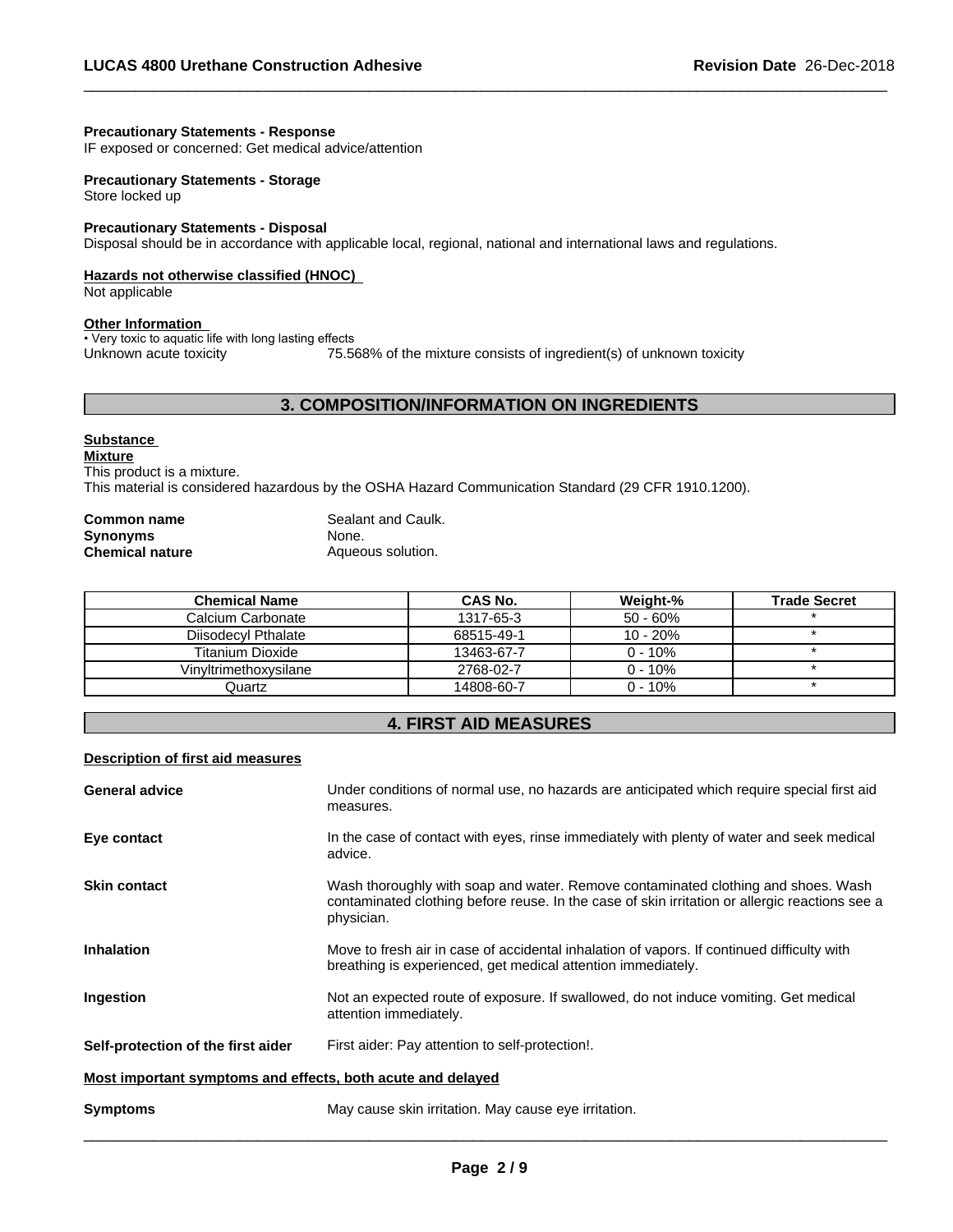**Precautionary Statements - Response**
IF exposed or concerned: Get medical advice/attention

**Precautionary Statements - Storage**
Store locked up

**Precautionary Statements - Disposal**
Disposal should be in accordance with applicable local, regional, national and international laws and regulations.

**Hazards not otherwise classified (HNOC)**
Not applicable

**Other Information**
• Very toxic to aquatic life with long lasting effects
Unknown acute toxicity 75.568% of the mixture consists of ingredient(s) of unknown toxicity

## 3. COMPOSITION/INFORMATION ON INGREDIENTS

**Substance**
**Mixture**
This product is a mixture.
This material is considered hazardous by the OSHA Hazard Communication Standard (29 CFR 1910.1200).

**Common name** Sealant and Caulk.
**Synonyms** None.
**Chemical nature** Aqueous solution.

| Chemical Name | CAS No. | Weight-% | Trade Secret |
|---|---|---|---|
| Calcium Carbonate | 1317-65-3 | 50 - 60% | * |
| Diisodecyl Pthalate | 68515-49-1 | 10 - 20% | * |
| Titanium Dioxide | 13463-67-7 | 0 - 10% | * |
| Vinyltrimethoxysilane | 2768-02-7 | 0 - 10% | * |
| Quartz | 14808-60-7 | 0 - 10% | * |

## 4. FIRST AID MEASURES

**Description of first aid measures**

**General advice** Under conditions of normal use, no hazards are anticipated which require special first aid measures.

**Eye contact** In the case of contact with eyes, rinse immediately with plenty of water and seek medical advice.

**Skin contact** Wash thoroughly with soap and water. Remove contaminated clothing and shoes. Wash contaminated clothing before reuse. In the case of skin irritation or allergic reactions see a physician.

**Inhalation** Move to fresh air in case of accidental inhalation of vapors. If continued difficulty with breathing is experienced, get medical attention immediately.

**Ingestion** Not an expected route of exposure. If swallowed, do not induce vomiting. Get medical attention immediately.

**Self-protection of the first aider** First aider: Pay attention to self-protection!.

**Most important symptoms and effects, both acute and delayed**

**Symptoms** May cause skin irritation. May cause eye irritation.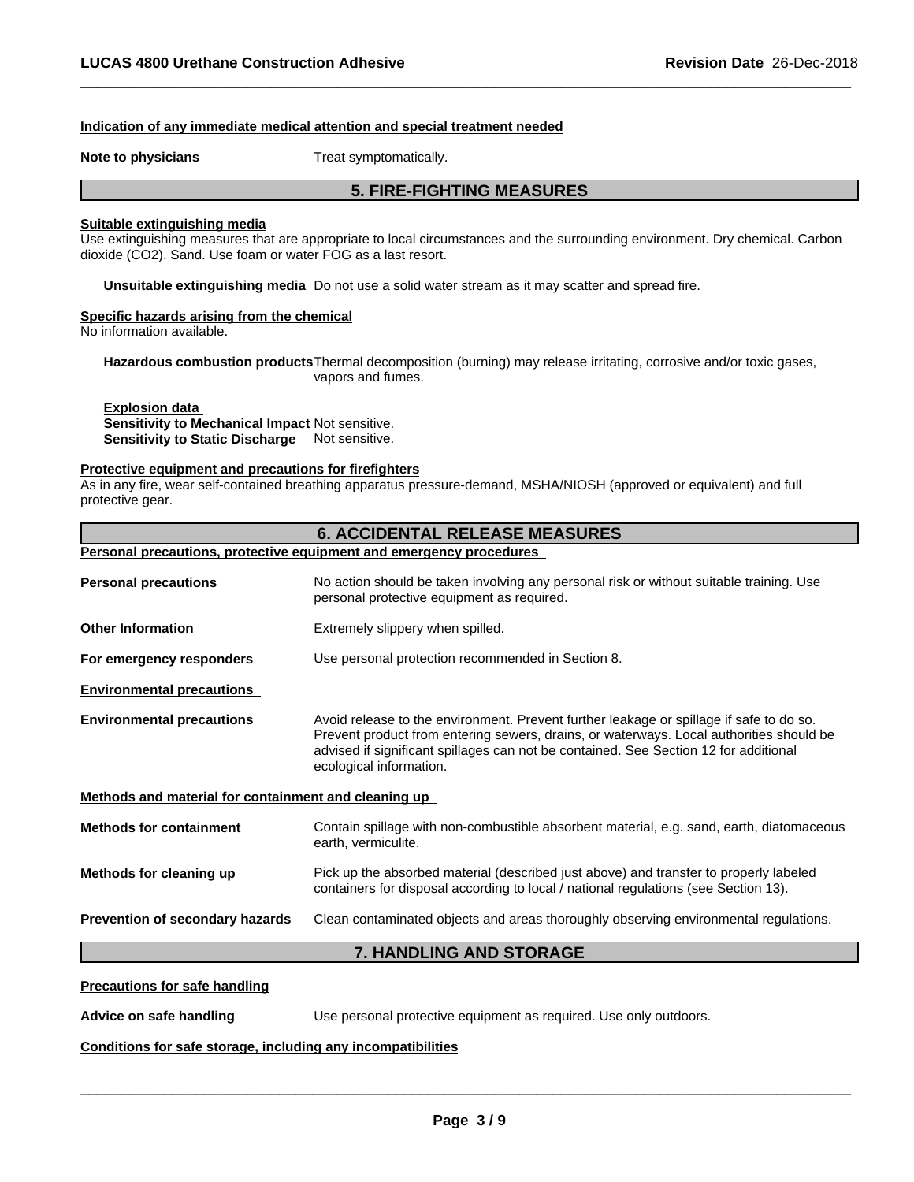#### Indication of any immediate medical attention and special treatment needed

**Note to physicians** Treat symptomatically.

## 5. FIRE-FIGHTING MEASURES

#### Suitable extinguishing media

Use extinguishing measures that are appropriate to local circumstances and the surrounding environment. Dry chemical. Carbon dioxide ($CO_2$). Sand. Use foam or water FOG as a last resort.

**Unsuitable extinguishing media** Do not use a solid water stream as it may scatter and spread fire.

#### Specific hazards arising from the chemical

No information available.

**Hazardous combustion products** Thermal decomposition (burning) may release irritating, corrosive and/or toxic gases, vapors and fumes.

**Explosion data**
**Sensitivity to Mechanical Impact** Not sensitive.
**Sensitivity to Static Discharge** Not sensitive.

#### Protective equipment and precautions for firefighters

As in any fire, wear self-contained breathing apparatus pressure-demand, MSHA/NIOSH (approved or equivalent) and full protective gear.

## 6. ACCIDENTAL RELEASE MEASURES

#### Personal precautions, protective equipment and emergency procedures

**Personal precautions** No action should be taken involving any personal risk or without suitable training. Use personal protective equipment as required.

**Other Information** Extremely slippery when spilled.

**For emergency responders** Use personal protection recommended in Section 8.

#### Environmental precautions

**Environmental precautions** Avoid release to the environment. Prevent further leakage or spillage if safe to do so. Prevent product from entering sewers, drains, or waterways. Local authorities should be advised if significant spillages can not be contained. See Section 12 for additional ecological information.

#### Methods and material for containment and cleaning up

**Methods for containment** Contain spillage with non-combustible absorbent material, e.g. sand, earth, diatomaceous earth, vermiculite.

**Methods for cleaning up** Pick up the absorbed material (described just above) and transfer to properly labeled containers for disposal according to local / national regulations (see Section 13).

**Prevention of secondary hazards** Clean contaminated objects and areas thoroughly observing environmental regulations.

## 7. HANDLING AND STORAGE

#### Precautions for safe handling

**Advice on safe handling** Use personal protective equipment as required. Use only outdoors.

#### Conditions for safe storage, including any incompatibilities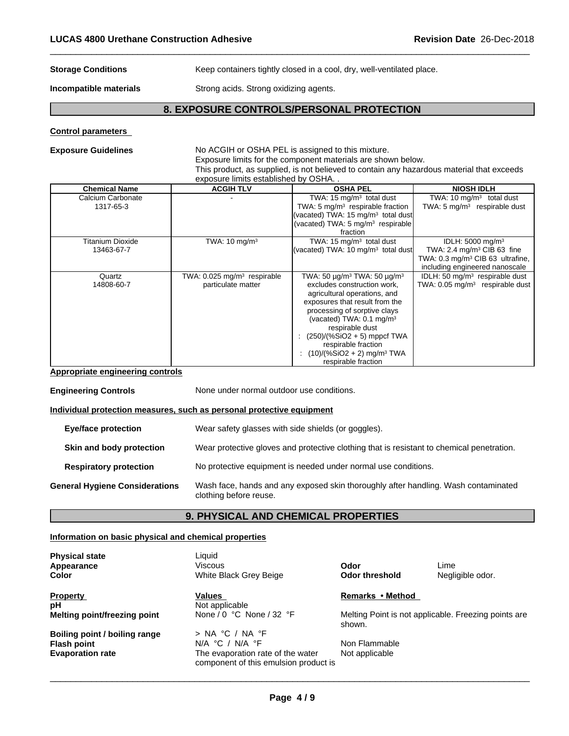**Storage Conditions** Keep containers tightly closed in a cool, dry, well-ventilated place.

**Incompatible materials** Strong acids. Strong oxidizing agents.

## 8. EXPOSURE CONTROLS/PERSONAL PROTECTION

**Control parameters**

**Exposure Guidelines** No ACGIH or OSHA PEL is assigned to this mixture.
Exposure limits for the component materials are shown below.
This product, as supplied, is not believed to contain any hazardous material that exceeds exposure limits established by OSHA. .

| Chemical Name | ACGIH TLV | OSHA PEL | NIOSH IDLH |
|---|---|---|---|
| Calcium Carbonate 1317-65-3 | - | TWA: 15 mg/m³ total dust<br>TWA: 5 mg/m³ respirable fraction<br>(vacated) TWA: 15 mg/m³ total dust<br>(vacated) TWA: 5 mg/m³ respirable fraction | TWA: 10 mg/m³ total dust<br>TWA: 5 mg/m³ respirable dust |
| Titanium Dioxide 13463-67-7 | TWA: 10 mg/m³ | TWA: 15 mg/m³ total dust<br>(vacated) TWA: 10 mg/m³ total dust | IDLH: 5000 mg/m³<br>TWA: 2.4 mg/m³ CIB 63 fine<br>TWA: 0.3 mg/m³ CIB 63 ultrafine, including engineered nanoscale |
| Quartz 14808-60-7 | TWA: 0.025 mg/m³ respirable particulate matter | TWA: 50 µg/m³ TWA: 50 µg/m³ excludes construction work, agricultural operations, and exposures that result from the processing of sorptive clays<br>(vacated) TWA: 0.1 mg/m³ respirable dust<br>: (250)/(%SiO2 + 5) mppcf TWA respirable fraction<br>: (10)/(%SiO2 + 2) mg/m³ TWA respirable fraction | IDLH: 50 mg/m³ respirable dust<br>TWA: 0.05 mg/m³ respirable dust |

**Appropriate engineering controls**

**Engineering Controls** None under normal outdoor use conditions.

**Individual protection measures, such as personal protective equipment**

**Eye/face protection** Wear safety glasses with side shields (or goggles).

**Skin and body protection** Wear protective gloves and protective clothing that is resistant to chemical penetration.

**Respiratory protection** No protective equipment is needed under normal use conditions.

**General Hygiene Considerations** Wash face, hands and any exposed skin thoroughly after handling. Wash contaminated clothing before reuse.

## 9. PHYSICAL AND CHEMICAL PROPERTIES

**Information on basic physical and chemical properties**

**Physical state** Liquid
**Appearance** Viscous
**Color** White Black Grey Beige
**Odor** Lime
**Odor threshold** Negligible odor.

| Property | Values | Remarks • Method |
|---|---|---|
| pH | Not applicable | |
| Melting point/freezing point | None / 0 °C None / 32 °F | Melting Point is not applicable. Freezing points are shown. |
| Boiling point / boiling range | > NA °C / NA °F | |
| Flash point | N/A °C / N/A °F | Non Flammable |
| Evaporation rate | The evaporation rate of the water component of this emulsion product is | Not applicable |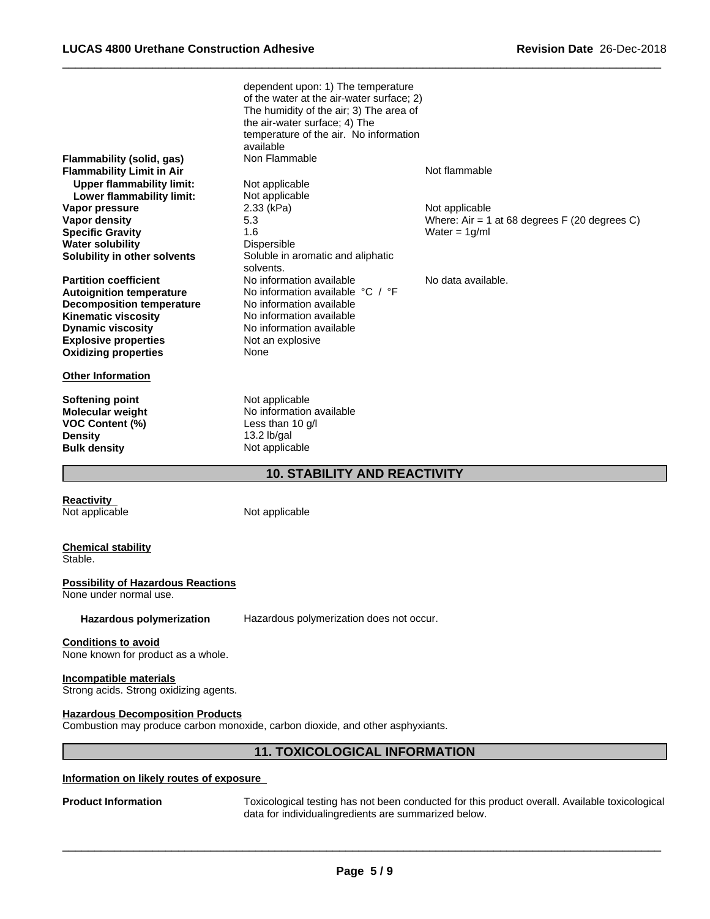| | | |
|---|---|---|
| | dependent upon: 1) The temperature of the water at the air-water surface; 2) The humidity of the air; 3) The area of the air-water surface; 4) The temperature of the air. No information available | |
| **Flammability (solid, gas)** | Non Flammable | |
| **Flammability Limit in Air** | | Not flammable |
| **Upper flammability limit:** | Not applicable | |
| **Lower flammability limit:** | Not applicable | |
| **Vapor pressure** | 2.33 (kPa) | Not applicable |
| **Vapor density** | 5.3 | Where: Air = 1 at 68 degrees F (20 degrees C) |
| **Specific Gravity** | 1.6 | Water = 1g/ml |
| **Water solubility** | Dispersible | |
| **Solubility in other solvents** | Soluble in aromatic and aliphatic solvents. | |
| **Partition coefficient** | No information available | No data available. |
| **Autoignition temperature** | No information available °C / °F | |
| **Decomposition temperature** | No information available | |
| **Kinematic viscosity** | No information available | |
| **Dynamic viscosity** | No information available | |
| **Explosive properties** | Not an explosive | |
| **Oxidizing properties** | None | |

**Other Information**

| | |
|---|---|
| **Softening point** | Not applicable |
| **Molecular weight** | No information available |
| **VOC Content (%)** | Less than 10 g/l |
| **Density** | 13.2 lb/gal |
| **Bulk density** | Not applicable |

## 10. STABILITY AND REACTIVITY

**Reactivity**

Not applicable Not applicable

**Chemical stability**

Stable.

**Possibility of Hazardous Reactions**

None under normal use.

**Hazardous polymerization** Hazardous polymerization does not occur.

**Conditions to avoid**

None known for product as a whole.

**Incompatible materials**

Strong acids. Strong oxidizing agents.

**Hazardous Decomposition Products**

Combustion may produce carbon monoxide, carbon dioxide, and other asphyxiants.

## 11. TOXICOLOGICAL INFORMATION

**Information on likely routes of exposure**

**Product Information** Toxicological testing has not been conducted for this product overall. Available toxicological data for individualingredients are summarized below.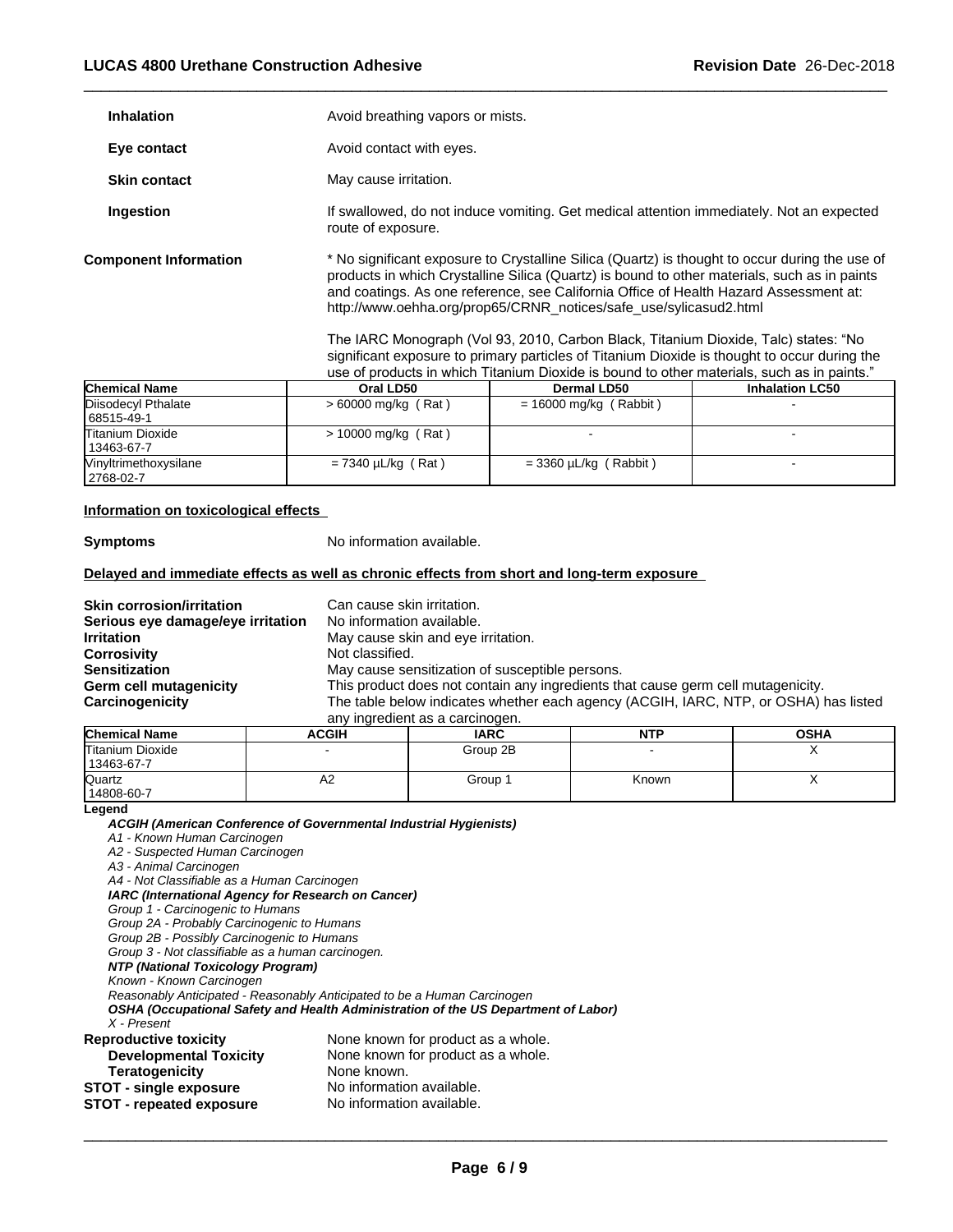**Inhalation** Avoid breathing vapors or mists.

**Eye contact** Avoid contact with eyes.

**Skin contact** May cause irritation.

**Ingestion** If swallowed, do not induce vomiting. Get medical attention immediately. Not an expected route of exposure.

**Component Information** * No significant exposure to Crystalline Silica (Quartz) is thought to occur during the use of products in which Crystalline Silica (Quartz) is bound to other materials, such as in paints and coatings. As one reference, see California Office of Health Hazard Assessment at: http://www.oehha.org/prop65/CRNR_notices/safe_use/sylicasud2.html

The IARC Monograph (Vol 93, 2010, Carbon Black, Titanium Dioxide, Talc) states: "No significant exposure to primary particles of Titanium Dioxide is thought to occur during the use of products in which Titanium Dioxide is bound to other materials, such as in paints."

| Chemical Name | Oral LD50 | Dermal LD50 | Inhalation LC50 |
|---|---|---|---|
| Diisodecyl Pthalate 68515-49-1 | > 60000 mg/kg ( Rat ) | = 16000 mg/kg ( Rabbit ) | - |
| Titanium Dioxide 13463-67-7 | > 10000 mg/kg ( Rat ) | - | - |
| Vinyltrimethoxysilane 2768-02-7 | = 7340 µL/kg ( Rat ) | = 3360 µL/kg ( Rabbit ) | - |

**Information on toxicological effects**

**Symptoms** No information available.

**Delayed and immediate effects as well as chronic effects from short and long-term exposure**

**Skin corrosion/irritation** Can cause skin irritation.
**Serious eye damage/eye irritation** No information available.
**Irritation** May cause skin and eye irritation.
**Corrosivity** Not classified.
**Sensitization** May cause sensitization of susceptible persons.
**Germ cell mutagenicity** This product does not contain any ingredients that cause germ cell mutagenicity.
**Carcinogenicity** The table below indicates whether each agency (ACGIH, IARC, NTP, or OSHA) has listed any ingredient as a carcinogen.

| Chemical Name | ACGIH | IARC | NTP | OSHA |
|---|---|---|---|---|
| Titanium Dioxide 13463-67-7 | - | Group 2B | - | X |
| Quartz 14808-60-7 | A2 | Group 1 | Known | X |

**Legend**

***ACGIH (American Conference of Governmental Industrial Hygienists)***
*A1 - Known Human Carcinogen*
*A2 - Suspected Human Carcinogen*
*A3 - Animal Carcinogen*
*A4 - Not Classifiable as a Human Carcinogen*
***IARC (International Agency for Research on Cancer)***
*Group 1 - Carcinogenic to Humans*
*Group 2A - Probably Carcinogenic to Humans*
*Group 2B - Possibly Carcinogenic to Humans*
*Group 3 - Not classifiable as a human carcinogen.*
***NTP (National Toxicology Program)***
*Known - Known Carcinogen*
*Reasonably Anticipated - Reasonably Anticipated to be a Human Carcinogen*
***OSHA (Occupational Safety and Health Administration of the US Department of Labor)***
*X - Present*

**Reproductive toxicity** None known for product as a whole.
**Developmental Toxicity** None known for product as a whole.
**Teratogenicity** None known.
**STOT - single exposure** No information available.
**STOT - repeated exposure** No information available.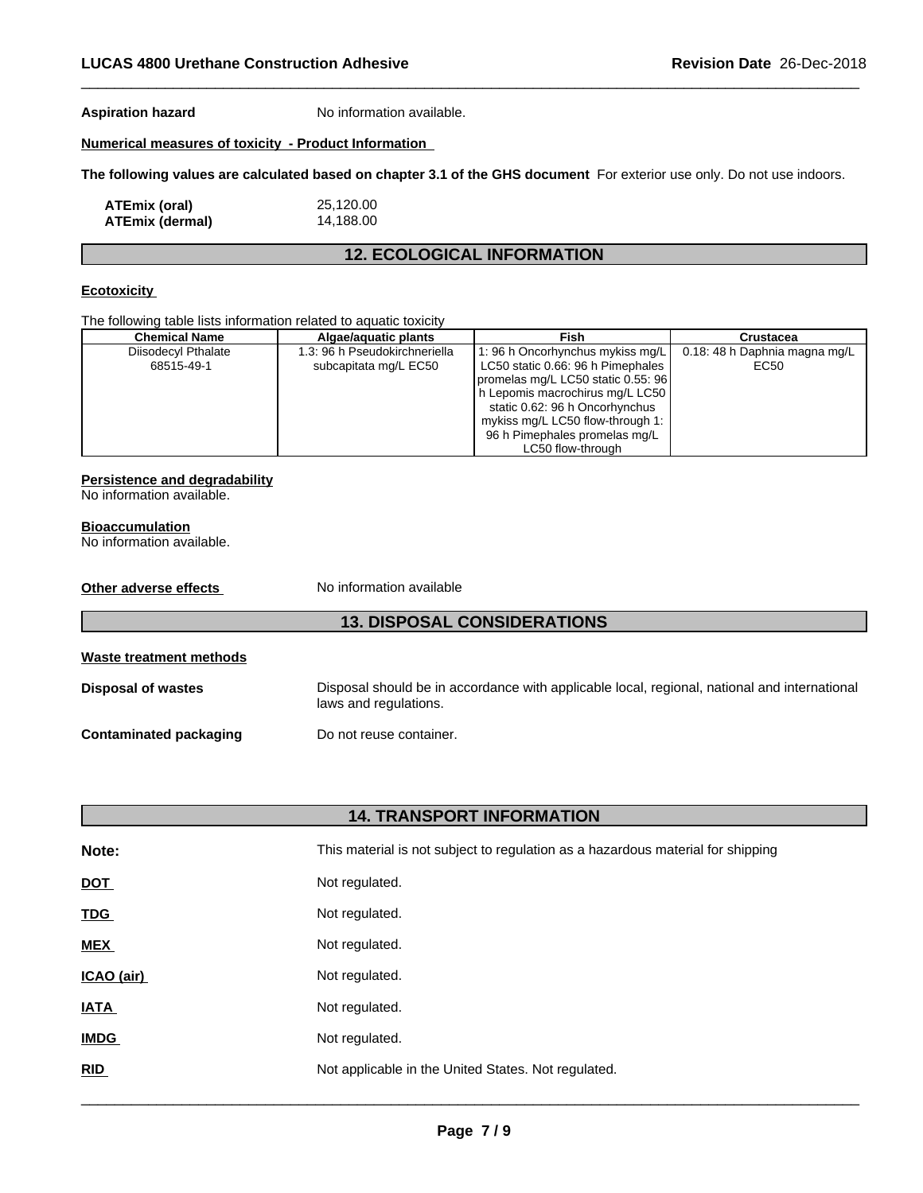**Aspiration hazard** No information available.

**Numerical measures of toxicity - Product Information**

**The following values are calculated based on chapter 3.1 of the GHS document** For exterior use only. Do not use indoors.

**ATEmix (oral)** 25,120.00
**ATEmix (dermal)** 14,188.00

## 12. ECOLOGICAL INFORMATION

**Ecotoxicity**

The following table lists information related to aquatic toxicity

| Chemical Name | Algae/aquatic plants | Fish | Crustacea |
|---|---|---|---|
| Diisodecyl Pthalate 68515-49-1 | 1.3: 96 h Pseudokirchneriella subcapitata mg/L EC50 | 1: 96 h Oncorhynchus mykiss mg/L LC50 static 0.66: 96 h Pimephales promelas mg/L LC50 static 0.55: 96 h Lepomis macrochirus mg/L LC50 static 0.62: 96 h Oncorhynchus mykiss mg/L LC50 flow-through 1: 96 h Pimephales promelas mg/L LC50 flow-through | 0.18: 48 h Daphnia magna mg/L EC50 |

**Persistence and degradability**
No information available.

**Bioaccumulation**
No information available.

**Other adverse effects** No information available

## 13. DISPOSAL CONSIDERATIONS

**Waste treatment methods**

**Disposal of wastes** Disposal should be in accordance with applicable local, regional, national and international laws and regulations.

**Contaminated packaging** Do not reuse container.

## 14. TRANSPORT INFORMATION

**Note:** This material is not subject to regulation as a hazardous material for shipping

**DOT** Not regulated.

**TDG** Not regulated.

**MEX** Not regulated.

**ICAO (air)** Not regulated.

**IATA** Not regulated.

**IMDG** Not regulated.

**RID** Not applicable in the United States. Not regulated.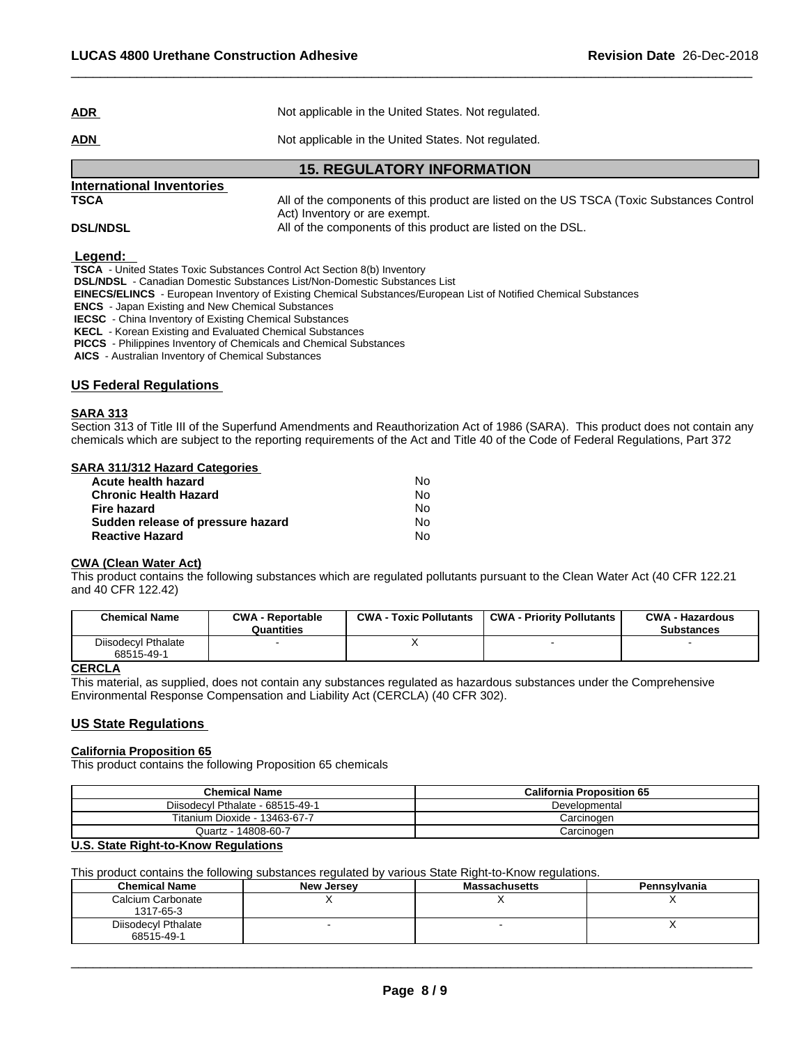**ADR** Not applicable in the United States. Not regulated.

**ADN** Not applicable in the United States. Not regulated.

## 15. REGULATORY INFORMATION

**International Inventories**

**TSCA** All of the components of this product are listed on the US TSCA (Toxic Substances Control Act) Inventory or are exempt.

**DSL/NDSL** All of the components of this product are listed on the DSL.

**Legend:**

**TSCA** - United States Toxic Substances Control Act Section 8(b) Inventory
**DSL/NDSL** - Canadian Domestic Substances List/Non-Domestic Substances List
**EINECS/ELINCS** - European Inventory of Existing Chemical Substances/European List of Notified Chemical Substances
**ENCS** - Japan Existing and New Chemical Substances
**IECSC** - China Inventory of Existing Chemical Substances
**KECL** - Korean Existing and Evaluated Chemical Substances
**PICCS** - Philippines Inventory of Chemicals and Chemical Substances
**AICS** - Australian Inventory of Chemical Substances

### US Federal Regulations

**SARA 313**

Section 313 of Title III of the Superfund Amendments and Reauthorization Act of 1986 (SARA). This product does not contain any chemicals which are subject to the reporting requirements of the Act and Title 40 of the Code of Federal Regulations, Part 372

**SARA 311/312 Hazard Categories**

| | |
|---|---|
| **Acute health hazard** | No |
| **Chronic Health Hazard** | No |
| **Fire hazard** | No |
| **Sudden release of pressure hazard** | No |
| **Reactive Hazard** | No |

**CWA (Clean Water Act)**

This product contains the following substances which are regulated pollutants pursuant to the Clean Water Act (40 CFR 122.21 and 40 CFR 122.42)

| Chemical Name | CWA - Reportable Quantities | CWA - Toxic Pollutants | CWA - Priority Pollutants | CWA - Hazardous Substances |
|---|---|---|---|---|
| Diisodecyl Pthalate 68515-49-1 | - | X | - | - |

**CERCLA**

This material, as supplied, does not contain any substances regulated as hazardous substances under the Comprehensive Environmental Response Compensation and Liability Act (CERCLA) (40 CFR 302).

### US State Regulations

**California Proposition 65**

This product contains the following Proposition 65 chemicals

| Chemical Name | California Proposition 65 |
|---|---|
| Diisodecyl Pthalate - 68515-49-1 | Developmental |
| Titanium Dioxide - 13463-67-7 | Carcinogen |
| Quartz - 14808-60-7 | Carcinogen |

**U.S. State Right-to-Know Regulations**

This product contains the following substances regulated by various State Right-to-Know regulations.

| Chemical Name | New Jersey | Massachusetts | Pennsylvania |
|---|---|---|---|
| Calcium Carbonate 1317-65-3 | X | X | X |
| Diisodecyl Pthalate 68515-49-1 | - | - | X |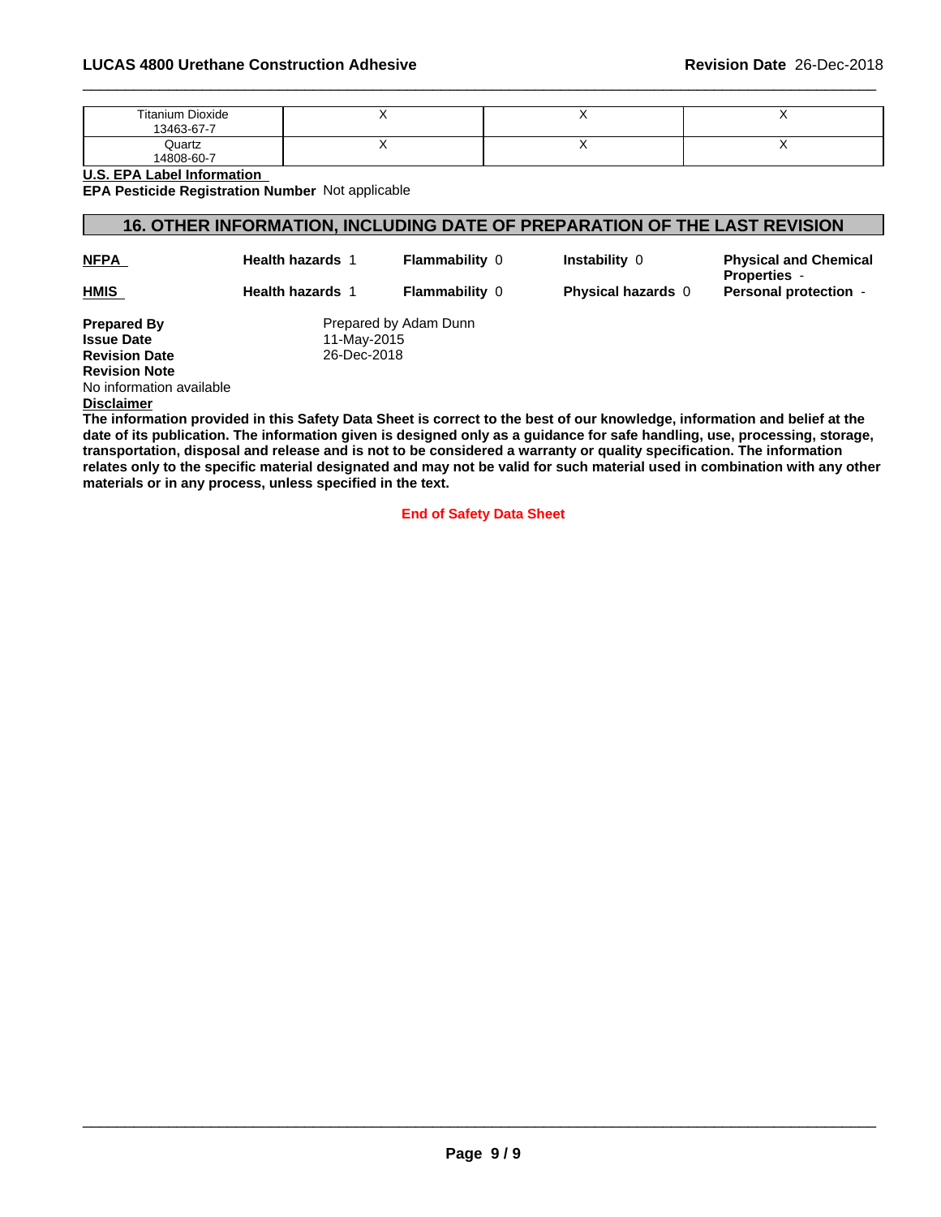| | | | |
|---|---|---|---|
| Titanium Dioxide 13463-67-7 | X | X | X |
| Quartz 14808-60-7 | X | X | X |

**U.S. EPA Label Information**

**EPA Pesticide Registration Number** Not applicable

## 16. OTHER INFORMATION, INCLUDING DATE OF PREPARATION OF THE LAST REVISION

| | | | | |
|---|---|---|---|---|
| **NFPA** | **Health hazards** 1 | **Flammability** 0 | **Instability** 0 | **Physical and Chemical Properties** - |
| **HMIS** | **Health hazards** 1 | **Flammability** 0 | **Physical hazards** 0 | **Personal protection** - |

**Prepared By** Prepared by Adam Dunn
**Issue Date** 11-May-2015
**Revision Date** 26-Dec-2018
**Revision Note**
No information available

**Disclaimer**

**The information provided in this Safety Data Sheet is correct to the best of our knowledge, information and belief at the date of its publication. The information given is designed only as a guidance for safe handling, use, processing, storage, transportation, disposal and release and is not to be considered a warranty or quality specification. The information relates only to the specific material designated and may not be valid for such material used in combination with any other materials or in any process, unless specified in the text.**

**End of Safety Data Sheet**